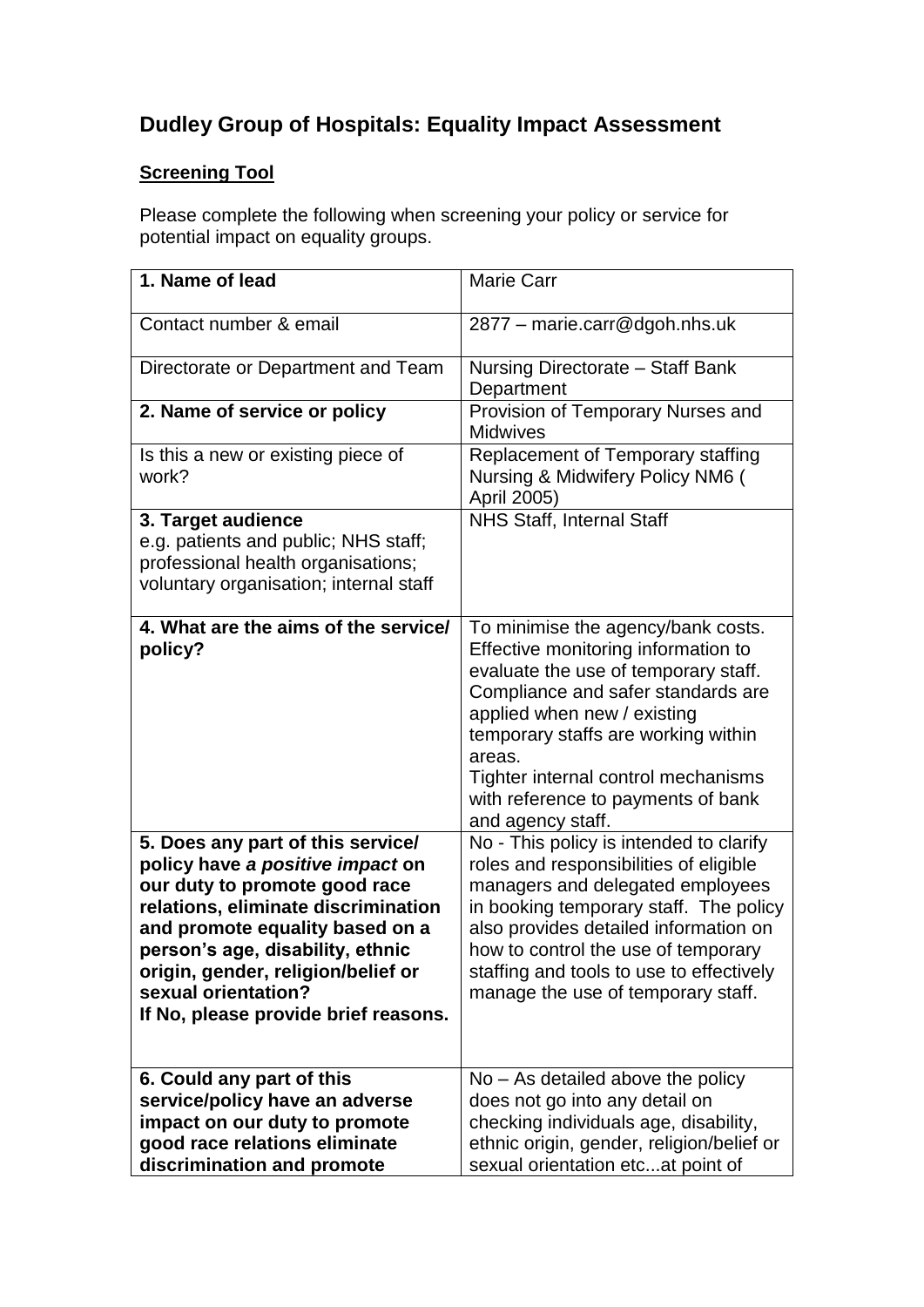## Dudley Group of Hospitals: Equality Impact Assessment

**Screening Tool**

Please complete the following when screening your policy or service for potential impact on equality groups.

| | |
|---|---|
| **1. Name of lead** | Marie Carr |
| Contact number & email | 2877 – marie.carr@dgoh.nhs.uk |
| Directorate or Department and Team | Nursing Directorate – Staff Bank Department |
| **2. Name of service or policy** | Provision of Temporary Nurses and Midwives |
| Is this a new or existing piece of work? | Replacement of Temporary staffing Nursing & Midwifery Policy NM6 ( April 2005) |
| **3. Target audience** e.g. patients and public; NHS staff; professional health organisations; voluntary organisation; internal staff | NHS Staff, Internal Staff |
| **4. What are the aims of the service/ policy?** | To minimise the agency/bank costs. Effective monitoring information to evaluate the use of temporary staff. Compliance and safer standards are applied when new / existing temporary staffs are working within areas. Tighter internal control mechanisms with reference to payments of bank and agency staff. |
| **5. Does any part of this service/ policy have *a positive impact* on our duty to promote good race relations, eliminate discrimination and promote equality based on a person's age, disability, ethnic origin, gender, religion/belief or sexual orientation? If No, please provide brief reasons.** | No - This policy is intended to clarify roles and responsibilities of eligible managers and delegated employees in booking temporary staff. The policy also provides detailed information on how to control the use of temporary staffing and tools to use to effectively manage the use of temporary staff. |
| **6. Could any part of this service/policy have an adverse impact on our duty to promote good race relations eliminate discrimination and promote** | No – As detailed above the policy does not go into any detail on checking individuals age, disability, ethnic origin, gender, religion/belief or sexual orientation etc...at point of |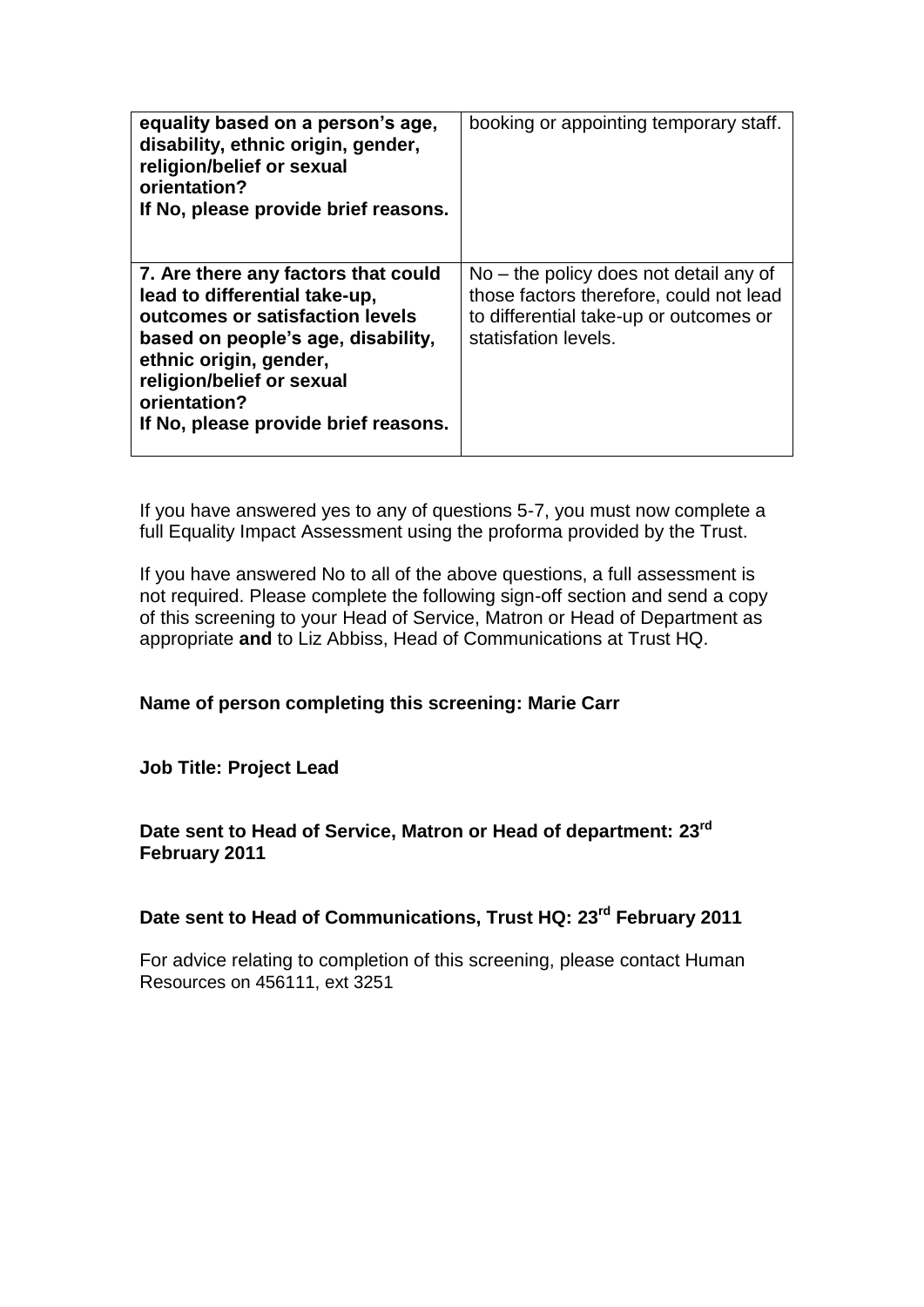| | |
|---|---|
| **equality based on a person's age, disability, ethnic origin, gender, religion/belief or sexual orientation? If No, please provide brief reasons.** | booking or appointing temporary staff. |
| **7. Are there any factors that could lead to differential take-up, outcomes or satisfaction levels based on people's age, disability, ethnic origin, gender, religion/belief or sexual orientation? If No, please provide brief reasons.** | No – the policy does not detail any of those factors therefore, could not lead to differential take-up or outcomes or statisfation levels. |

If you have answered yes to any of questions 5-7, you must now complete a full Equality Impact Assessment using the proforma provided by the Trust.

If you have answered No to all of the above questions, a full assessment is not required. Please complete the following sign-off section and send a copy of this screening to your Head of Service, Matron or Head of Department as appropriate **and** to Liz Abbiss, Head of Communications at Trust HQ.

**Name of person completing this screening: Marie Carr**

**Job Title: Project Lead**

**Date sent to Head of Service, Matron or Head of department: 23rd February 2011**

**Date sent to Head of Communications, Trust HQ: 23rd February 2011**

For advice relating to completion of this screening, please contact Human Resources on 456111, ext 3251